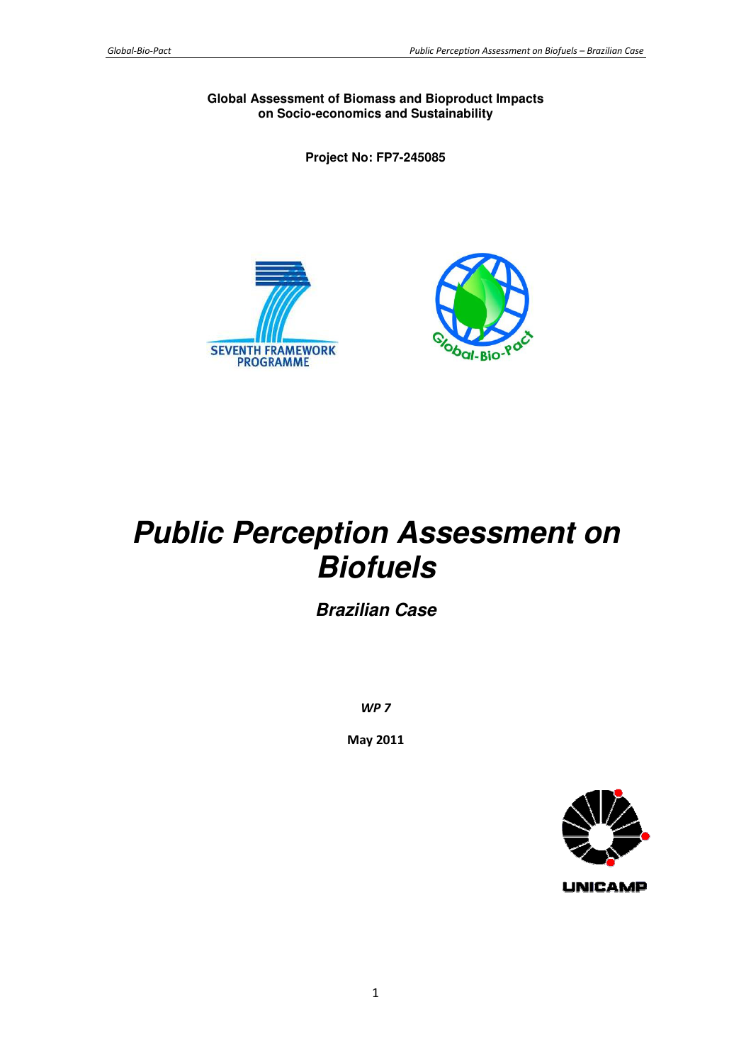**Global Assessment of Biomass and Bioproduct Impacts on Socio-economics and Sustainability**

**Project No: FP7-245085**

# *Public Perception Assessment on Biofuels*

## *Brazilian Case*

***WP 7***

**May 2011**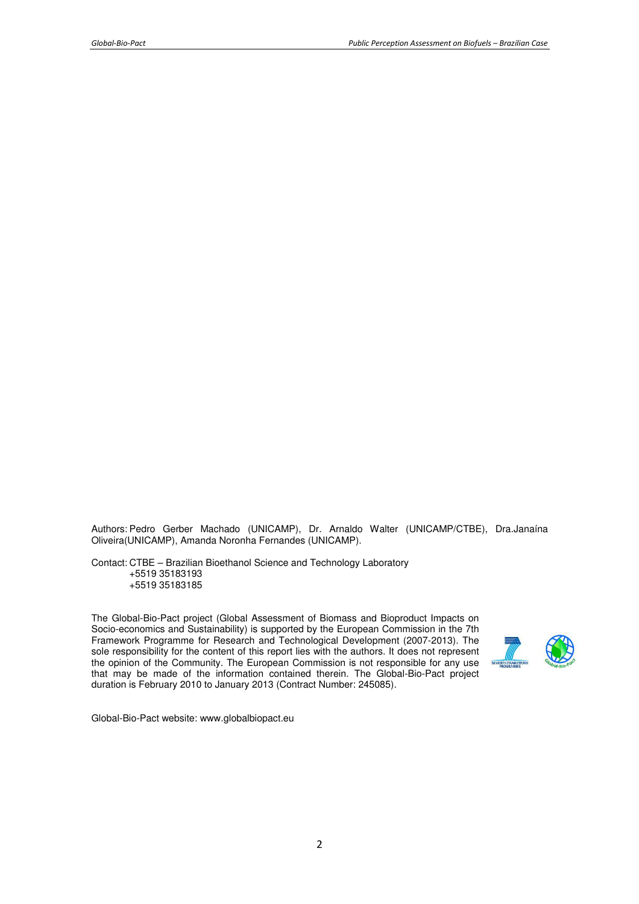Authors: Pedro Gerber Machado (UNICAMP), Dr. Arnaldo Walter (UNICAMP/CTBE), Dra.Janaína Oliveira(UNICAMP), Amanda Noronha Fernandes (UNICAMP).

Contact: CTBE – Brazilian Bioethanol Science and Technology Laboratory
+5519 35183193
+5519 35183185

The Global-Bio-Pact project (Global Assessment of Biomass and Bioproduct Impacts on Socio-economics and Sustainability) is supported by the European Commission in the 7th Framework Programme for Research and Technological Development (2007-2013). The sole responsibility for the content of this report lies with the authors. It does not represent the opinion of the Community. The European Commission is not responsible for any use that may be made of the information contained therein. The Global-Bio-Pact project duration is February 2010 to January 2013 (Contract Number: 245085).

Global-Bio-Pact website: www.globalbiopact.eu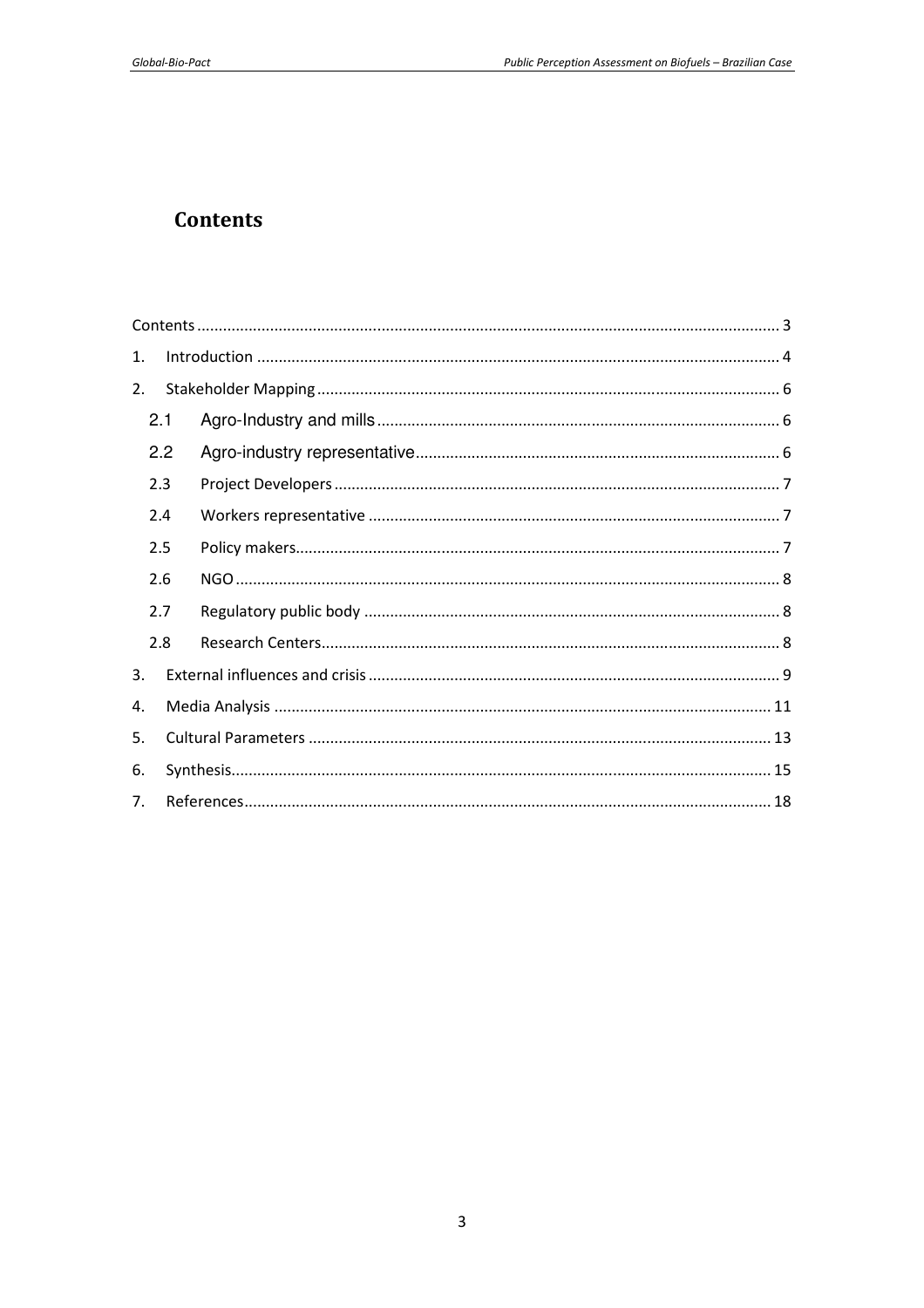# Contents

Contents ........................................................................................................................................ 3

1. Introduction ......................................................................................................................... 4
2. Stakeholder Mapping ............................................................................................................ 6
   - 2.1 Agro-Industry and mills ............................................................................................ 6
   - 2.2 Agro-industry representative ................................................................................... 6
   - 2.3 Project Developers ...................................................................................................... 7
   - 2.4 Workers representative .............................................................................................. 7
   - 2.5 Policy makers .............................................................................................................. 7
   - 2.6 NGO ............................................................................................................................ 8
   - 2.7 Regulatory public body ............................................................................................... 8
   - 2.8 Research Centers ......................................................................................................... 8
3. External influences and crisis ............................................................................................... 9
4. Media Analysis .................................................................................................................... 11
5. Cultural Parameters ............................................................................................................ 13
6. Synthesis ............................................................................................................................. 15
7. References ........................................................................................................................... 18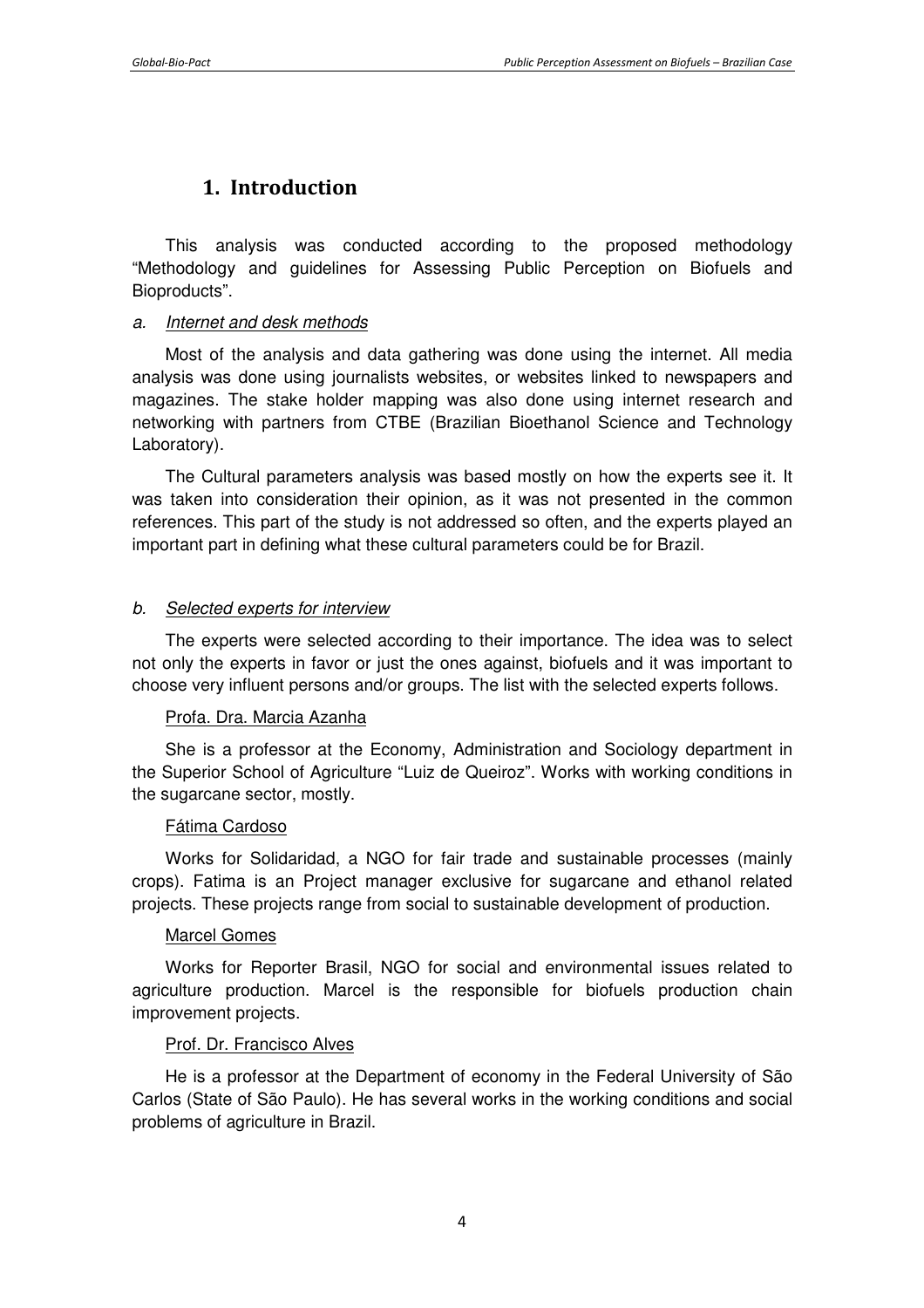# 1. Introduction

This analysis was conducted according to the proposed methodology "Methodology and guidelines for Assessing Public Perception on Biofuels and Bioproducts".

*a. Internet and desk methods*

Most of the analysis and data gathering was done using the internet. All media analysis was done using journalists websites, or websites linked to newspapers and magazines. The stake holder mapping was also done using internet research and networking with partners from CTBE (Brazilian Bioethanol Science and Technology Laboratory).

The Cultural parameters analysis was based mostly on how the experts see it. It was taken into consideration their opinion, as it was not presented in the common references. This part of the study is not addressed so often, and the experts played an important part in defining what these cultural parameters could be for Brazil.

*b. Selected experts for interview*

The experts were selected according to their importance. The idea was to select not only the experts in favor or just the ones against, biofuels and it was important to choose very influent persons and/or groups. The list with the selected experts follows.

Profa. Dra. Marcia Azanha

She is a professor at the Economy, Administration and Sociology department in the Superior School of Agriculture "Luiz de Queiroz". Works with working conditions in the sugarcane sector, mostly.

Fátima Cardoso

Works for Solidaridad, a NGO for fair trade and sustainable processes (mainly crops). Fatima is an Project manager exclusive for sugarcane and ethanol related projects. These projects range from social to sustainable development of production.

Marcel Gomes

Works for Reporter Brasil, NGO for social and environmental issues related to agriculture production. Marcel is the responsible for biofuels production chain improvement projects.

Prof. Dr. Francisco Alves

He is a professor at the Department of economy in the Federal University of São Carlos (State of São Paulo). He has several works in the working conditions and social problems of agriculture in Brazil.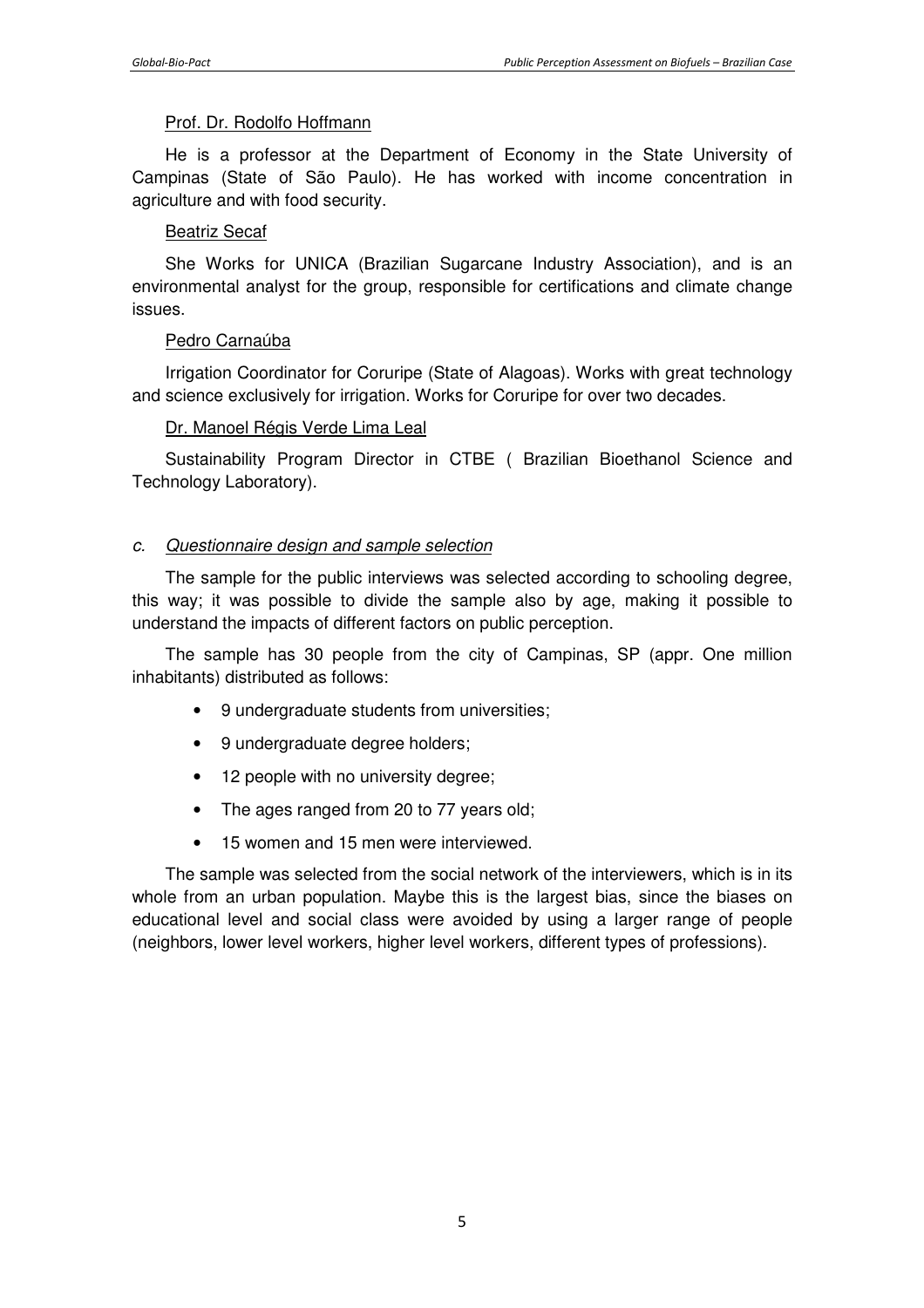Prof. Dr. Rodolfo Hoffmann

He is a professor at the Department of Economy in the State University of Campinas (State of São Paulo). He has worked with income concentration in agriculture and with food security.

Beatriz Secaf

She Works for UNICA (Brazilian Sugarcane Industry Association), and is an environmental analyst for the group, responsible for certifications and climate change issues.

Pedro Carnaúba

Irrigation Coordinator for Coruripe (State of Alagoas). Works with great technology and science exclusively for irrigation. Works for Coruripe for over two decades.

Dr. Manoel Régis Verde Lima Leal

Sustainability Program Director in CTBE ( Brazilian Bioethanol Science and Technology Laboratory).

### c. *Questionnaire design and sample selection*

The sample for the public interviews was selected according to schooling degree, this way; it was possible to divide the sample also by age, making it possible to understand the impacts of different factors on public perception.

The sample has 30 people from the city of Campinas, SP (appr. One million inhabitants) distributed as follows:

- 9 undergraduate students from universities;
- 9 undergraduate degree holders;
- 12 people with no university degree;
- The ages ranged from 20 to 77 years old;
- 15 women and 15 men were interviewed.

The sample was selected from the social network of the interviewers, which is in its whole from an urban population. Maybe this is the largest bias, since the biases on educational level and social class were avoided by using a larger range of people (neighbors, lower level workers, higher level workers, different types of professions).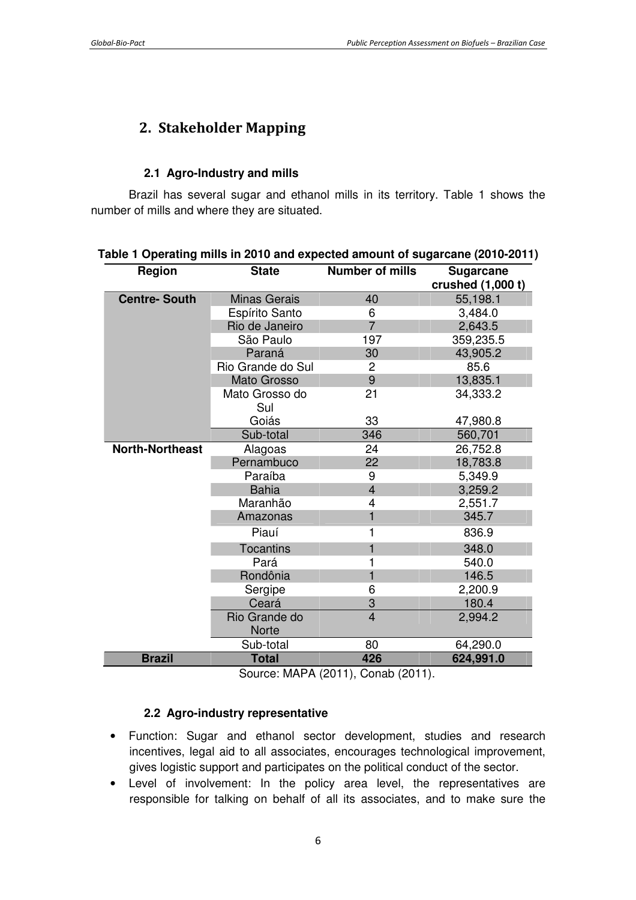# 2. Stakeholder Mapping

### 2.1 Agro-Industry and mills

Brazil has several sugar and ethanol mills in its territory. Table 1 shows the number of mills and where they are situated.

**Table 1 Operating mills in 2010 and expected amount of sugarcane (2010-2011)**

| Region | State | Number of mills | Sugarcane crushed (1,000 t) |
|---|---|---|---|
| **Centre- South** | Minas Gerais | 40 | 55,198.1 |
| | Espírito Santo | 6 | 3,484.0 |
| | Rio de Janeiro | 7 | 2,643.5 |
| | São Paulo | 197 | 359,235.5 |
| | Paraná | 30 | 43,905.2 |
| | Rio Grande do Sul | 2 | 85.6 |
| | Mato Grosso | 9 | 13,835.1 |
| | Mato Grosso do Sul | 21 | 34,333.2 |
| | Goiás | 33 | 47,980.8 |
| | Sub-total | 346 | 560,701 |
| **North-Northeast** | Alagoas | 24 | 26,752.8 |
| | Pernambuco | 22 | 18,783.8 |
| | Paraíba | 9 | 5,349.9 |
| | Bahia | 4 | 3,259.2 |
| | Maranhão | 4 | 2,551.7 |
| | Amazonas | 1 | 345.7 |
| | Piauí | 1 | 836.9 |
| | Tocantins | 1 | 348.0 |
| | Pará | 1 | 540.0 |
| | Rondônia | 1 | 146.5 |
| | Sergipe | 6 | 2,200.9 |
| | Ceará | 3 | 180.4 |
| | Rio Grande do Norte | 4 | 2,994.2 |
| | Sub-total | 80 | 64,290.0 |
| **Brazil** | **Total** | **426** | **624,991.0** |

Source: MAPA (2011), Conab (2011).

### 2.2 Agro-industry representative

- Function: Sugar and ethanol sector development, studies and research incentives, legal aid to all associates, encourages technological improvement, gives logistic support and participates on the political conduct of the sector.
- Level of involvement: In the policy area level, the representatives are responsible for talking on behalf of all its associates, and to make sure the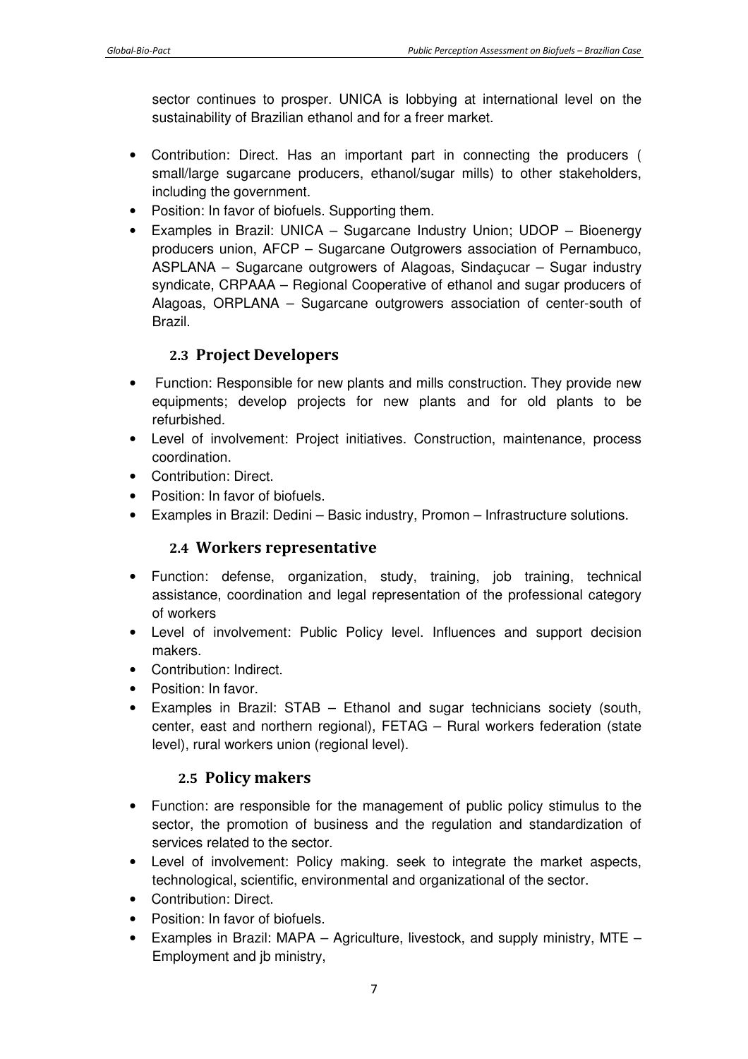sector continues to prosper. UNICA is lobbying at international level on the sustainability of Brazilian ethanol and for a freer market.

- Contribution: Direct. Has an important part in connecting the producers ( small/large sugarcane producers, ethanol/sugar mills) to other stakeholders, including the government.
- Position: In favor of biofuels. Supporting them.
- Examples in Brazil: UNICA – Sugarcane Industry Union; UDOP – Bioenergy producers union, AFCP – Sugarcane Outgrowers association of Pernambuco, ASPLANA – Sugarcane outgrowers of Alagoas, Sindaçucar – Sugar industry syndicate, CRPAAA – Regional Cooperative of ethanol and sugar producers of Alagoas, ORPLANA – Sugarcane outgrowers association of center-south of Brazil.

### 2.3 Project Developers

- Function: Responsible for new plants and mills construction. They provide new equipments; develop projects for new plants and for old plants to be refurbished.
- Level of involvement: Project initiatives. Construction, maintenance, process coordination.
- Contribution: Direct.
- Position: In favor of biofuels.
- Examples in Brazil: Dedini – Basic industry, Promon – Infrastructure solutions.

### 2.4 Workers representative

- Function: defense, organization, study, training, job training, technical assistance, coordination and legal representation of the professional category of workers
- Level of involvement: Public Policy level. Influences and support decision makers.
- Contribution: Indirect.
- Position: In favor.
- Examples in Brazil: STAB – Ethanol and sugar technicians society (south, center, east and northern regional), FETAG – Rural workers federation (state level), rural workers union (regional level).

### 2.5 Policy makers

- Function: are responsible for the management of public policy stimulus to the sector, the promotion of business and the regulation and standardization of services related to the sector.
- Level of involvement: Policy making. seek to integrate the market aspects, technological, scientific, environmental and organizational of the sector.
- Contribution: Direct.
- Position: In favor of biofuels.
- Examples in Brazil: MAPA – Agriculture, livestock, and supply ministry, MTE – Employment and jb ministry,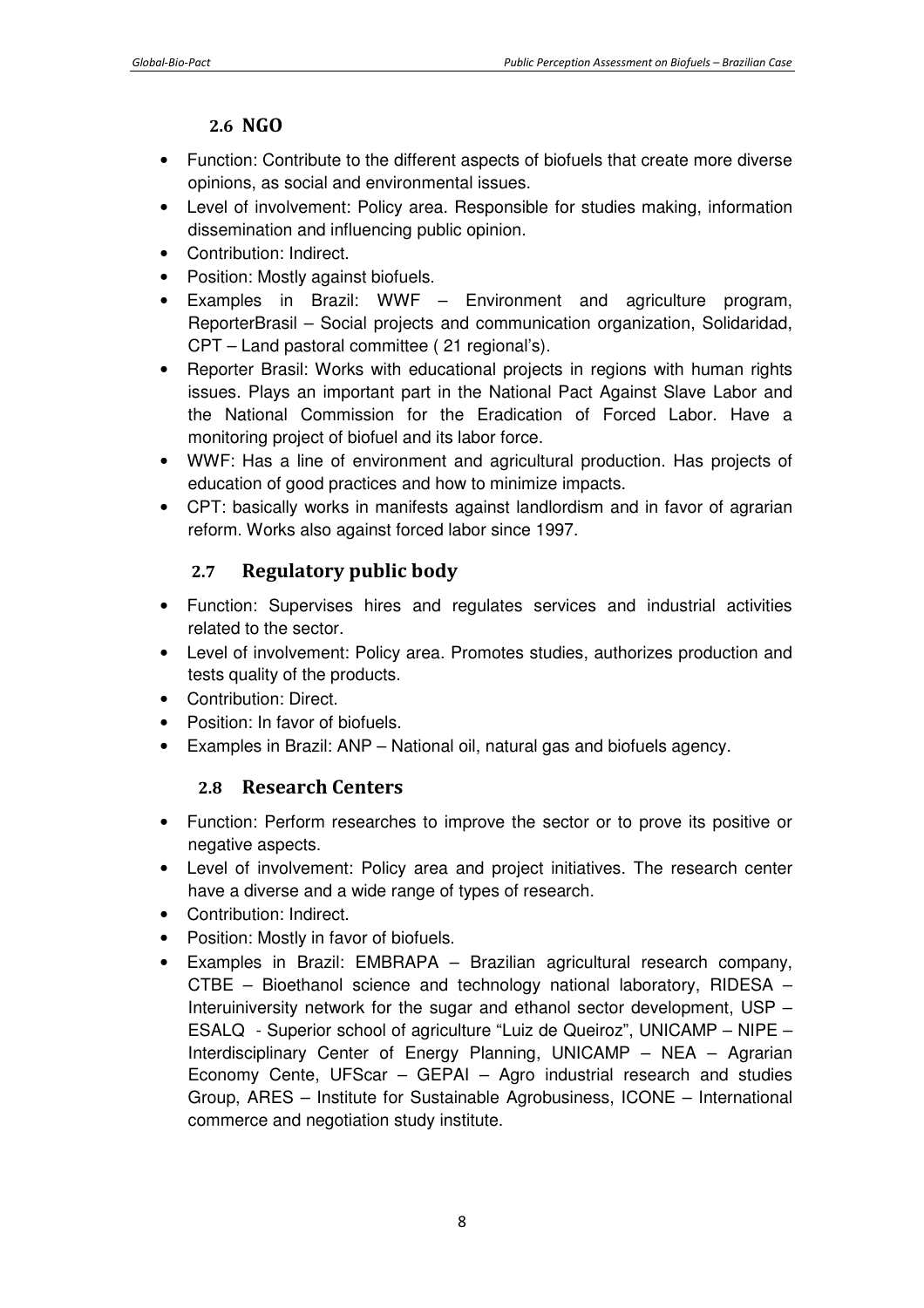## 2.6 NGO

- Function: Contribute to the different aspects of biofuels that create more diverse opinions, as social and environmental issues.
- Level of involvement: Policy area. Responsible for studies making, information dissemination and influencing public opinion.
- Contribution: Indirect.
- Position: Mostly against biofuels.
- Examples in Brazil: WWF – Environment and agriculture program, ReporterBrasil – Social projects and communication organization, Solidaridad, CPT – Land pastoral committee ( 21 regional's).
- Reporter Brasil: Works with educational projects in regions with human rights issues. Plays an important part in the National Pact Against Slave Labor and the National Commission for the Eradication of Forced Labor. Have a monitoring project of biofuel and its labor force.
- WWF: Has a line of environment and agricultural production. Has projects of education of good practices and how to minimize impacts.
- CPT: basically works in manifests against landlordism and in favor of agrarian reform. Works also against forced labor since 1997.

## 2.7 Regulatory public body

- Function: Supervises hires and regulates services and industrial activities related to the sector.
- Level of involvement: Policy area. Promotes studies, authorizes production and tests quality of the products.
- Contribution: Direct.
- Position: In favor of biofuels.
- Examples in Brazil: ANP – National oil, natural gas and biofuels agency.

## 2.8 Research Centers

- Function: Perform researches to improve the sector or to prove its positive or negative aspects.
- Level of involvement: Policy area and project initiatives. The research center have a diverse and a wide range of types of research.
- Contribution: Indirect.
- Position: Mostly in favor of biofuels.
- Examples in Brazil: EMBRAPA – Brazilian agricultural research company, CTBE – Bioethanol science and technology national laboratory, RIDESA – Interuiniversity network for the sugar and ethanol sector development, USP – ESALQ - Superior school of agriculture "Luiz de Queiroz", UNICAMP – NIPE – Interdisciplinary Center of Energy Planning, UNICAMP – NEA – Agrarian Economy Cente, UFScar – GEPAI – Agro industrial research and studies Group, ARES – Institute for Sustainable Agrobusiness, ICONE – International commerce and negotiation study institute.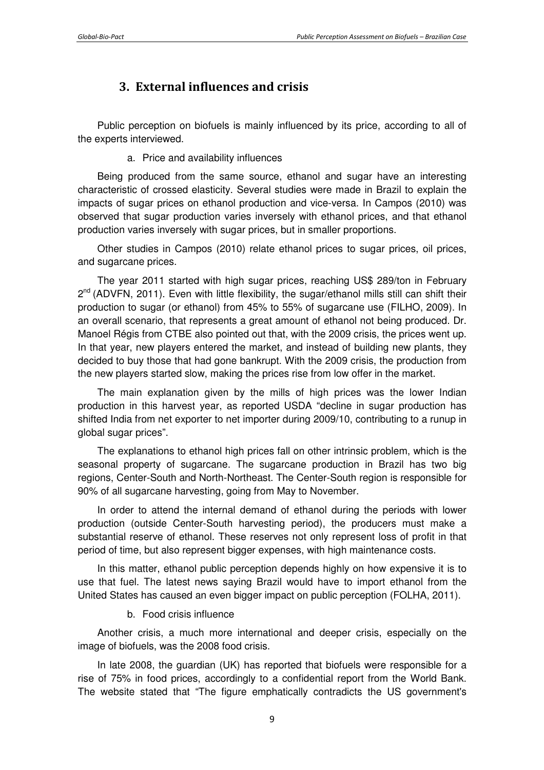## 3. External influences and crisis

Public perception on biofuels is mainly influenced by its price, according to all of the experts interviewed.

a. Price and availability influences

Being produced from the same source, ethanol and sugar have an interesting characteristic of crossed elasticity. Several studies were made in Brazil to explain the impacts of sugar prices on ethanol production and vice-versa. In Campos (2010) was observed that sugar production varies inversely with ethanol prices, and that ethanol production varies inversely with sugar prices, but in smaller proportions.

Other studies in Campos (2010) relate ethanol prices to sugar prices, oil prices, and sugarcane prices.

The year 2011 started with high sugar prices, reaching US$ 289/ton in February 2[nd] (ADVFN, 2011). Even with little flexibility, the sugar/ethanol mills still can shift their production to sugar (or ethanol) from 45% to 55% of sugarcane use (FILHO, 2009). In an overall scenario, that represents a great amount of ethanol not being produced. Dr. Manoel Régis from CTBE also pointed out that, with the 2009 crisis, the prices went up. In that year, new players entered the market, and instead of building new plants, they decided to buy those that had gone bankrupt. With the 2009 crisis, the production from the new players started slow, making the prices rise from low offer in the market.

The main explanation given by the mills of high prices was the lower Indian production in this harvest year, as reported USDA "decline in sugar production has shifted India from net exporter to net importer during 2009/10, contributing to a runup in global sugar prices".

The explanations to ethanol high prices fall on other intrinsic problem, which is the seasonal property of sugarcane. The sugarcane production in Brazil has two big regions, Center-South and North-Northeast. The Center-South region is responsible for 90% of all sugarcane harvesting, going from May to November.

In order to attend the internal demand of ethanol during the periods with lower production (outside Center-South harvesting period), the producers must make a substantial reserve of ethanol. These reserves not only represent loss of profit in that period of time, but also represent bigger expenses, with high maintenance costs.

In this matter, ethanol public perception depends highly on how expensive it is to use that fuel. The latest news saying Brazil would have to import ethanol from the United States has caused an even bigger impact on public perception (FOLHA, 2011).

b. Food crisis influence

Another crisis, a much more international and deeper crisis, especially on the image of biofuels, was the 2008 food crisis.

In late 2008, the guardian (UK) has reported that biofuels were responsible for a rise of 75% in food prices, accordingly to a confidential report from the World Bank. The website stated that "The figure emphatically contradicts the US government's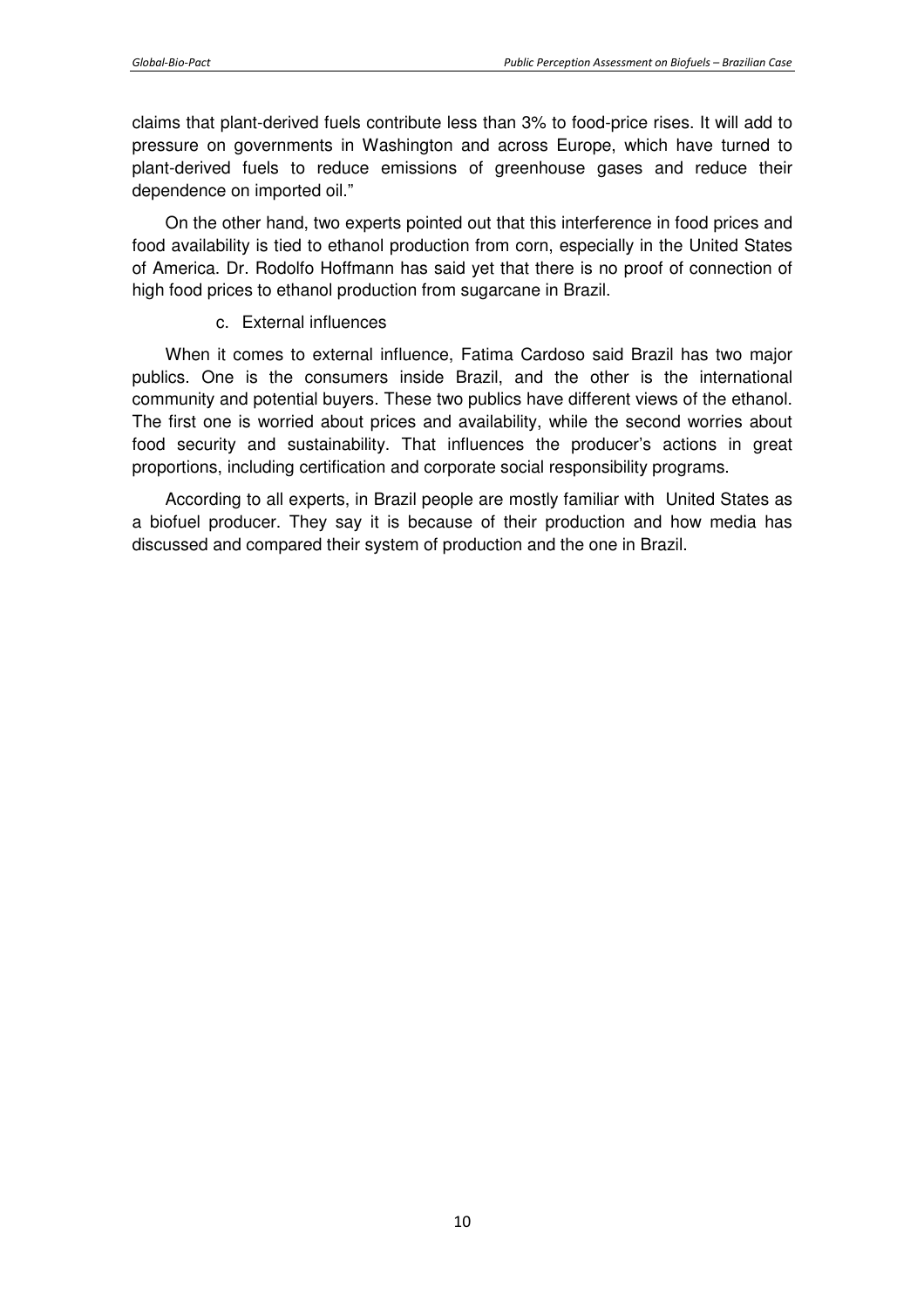claims that plant-derived fuels contribute less than 3% to food-price rises. It will add to pressure on governments in Washington and across Europe, which have turned to plant-derived fuels to reduce emissions of greenhouse gases and reduce their dependence on imported oil."

On the other hand, two experts pointed out that this interference in food prices and food availability is tied to ethanol production from corn, especially in the United States of America. Dr. Rodolfo Hoffmann has said yet that there is no proof of connection of high food prices to ethanol production from sugarcane in Brazil.

c. External influences

When it comes to external influence, Fatima Cardoso said Brazil has two major publics. One is the consumers inside Brazil, and the other is the international community and potential buyers. These two publics have different views of the ethanol. The first one is worried about prices and availability, while the second worries about food security and sustainability. That influences the producer's actions in great proportions, including certification and corporate social responsibility programs.

According to all experts, in Brazil people are mostly familiar with United States as a biofuel producer. They say it is because of their production and how media has discussed and compared their system of production and the one in Brazil.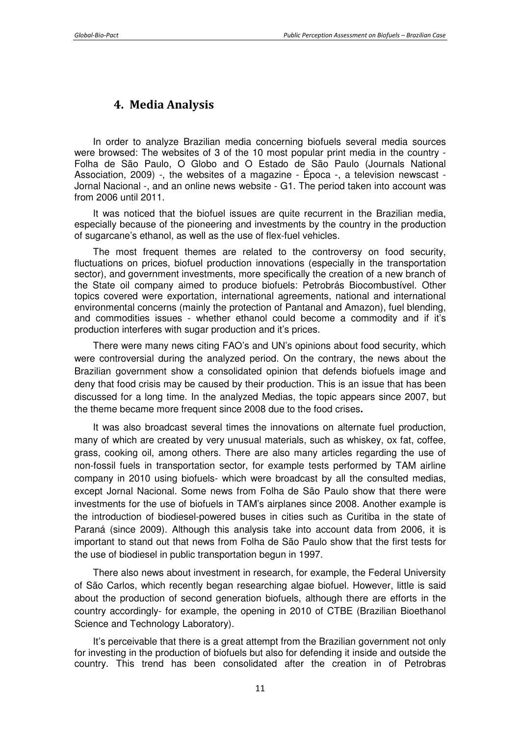## 4. Media Analysis

In order to analyze Brazilian media concerning biofuels several media sources were browsed: The websites of 3 of the 10 most popular print media in the country - Folha de São Paulo, O Globo and O Estado de São Paulo (Journals National Association, 2009) -, the websites of a magazine - Época -, a television newscast - Jornal Nacional -, and an online news website - G1. The period taken into account was from 2006 until 2011.

It was noticed that the biofuel issues are quite recurrent in the Brazilian media, especially because of the pioneering and investments by the country in the production of sugarcane's ethanol, as well as the use of flex-fuel vehicles.

The most frequent themes are related to the controversy on food security, fluctuations on prices, biofuel production innovations (especially in the transportation sector), and government investments, more specifically the creation of a new branch of the State oil company aimed to produce biofuels: Petrobrás Biocombustível. Other topics covered were exportation, international agreements, national and international environmental concerns (mainly the protection of Pantanal and Amazon), fuel blending, and commodities issues - whether ethanol could become a commodity and if it's production interferes with sugar production and it's prices.

There were many news citing FAO's and UN's opinions about food security, which were controversial during the analyzed period. On the contrary, the news about the Brazilian government show a consolidated opinion that defends biofuels image and deny that food crisis may be caused by their production. This is an issue that has been discussed for a long time. In the analyzed Medias, the topic appears since 2007, but the theme became more frequent since 2008 due to the food crises**.**

It was also broadcast several times the innovations on alternate fuel production, many of which are created by very unusual materials, such as whiskey, ox fat, coffee, grass, cooking oil, among others. There are also many articles regarding the use of non-fossil fuels in transportation sector, for example tests performed by TAM airline company in 2010 using biofuels- which were broadcast by all the consulted medias, except Jornal Nacional. Some news from Folha de São Paulo show that there were investments for the use of biofuels in TAM's airplanes since 2008. Another example is the introduction of biodiesel-powered buses in cities such as Curitiba in the state of Paraná (since 2009). Although this analysis take into account data from 2006, it is important to stand out that news from Folha de São Paulo show that the first tests for the use of biodiesel in public transportation begun in 1997.

There also news about investment in research, for example, the Federal University of São Carlos, which recently began researching algae biofuel. However, little is said about the production of second generation biofuels, although there are efforts in the country accordingly- for example, the opening in 2010 of CTBE (Brazilian Bioethanol Science and Technology Laboratory).

It's perceivable that there is a great attempt from the Brazilian government not only for investing in the production of biofuels but also for defending it inside and outside the country. This trend has been consolidated after the creation in of Petrobras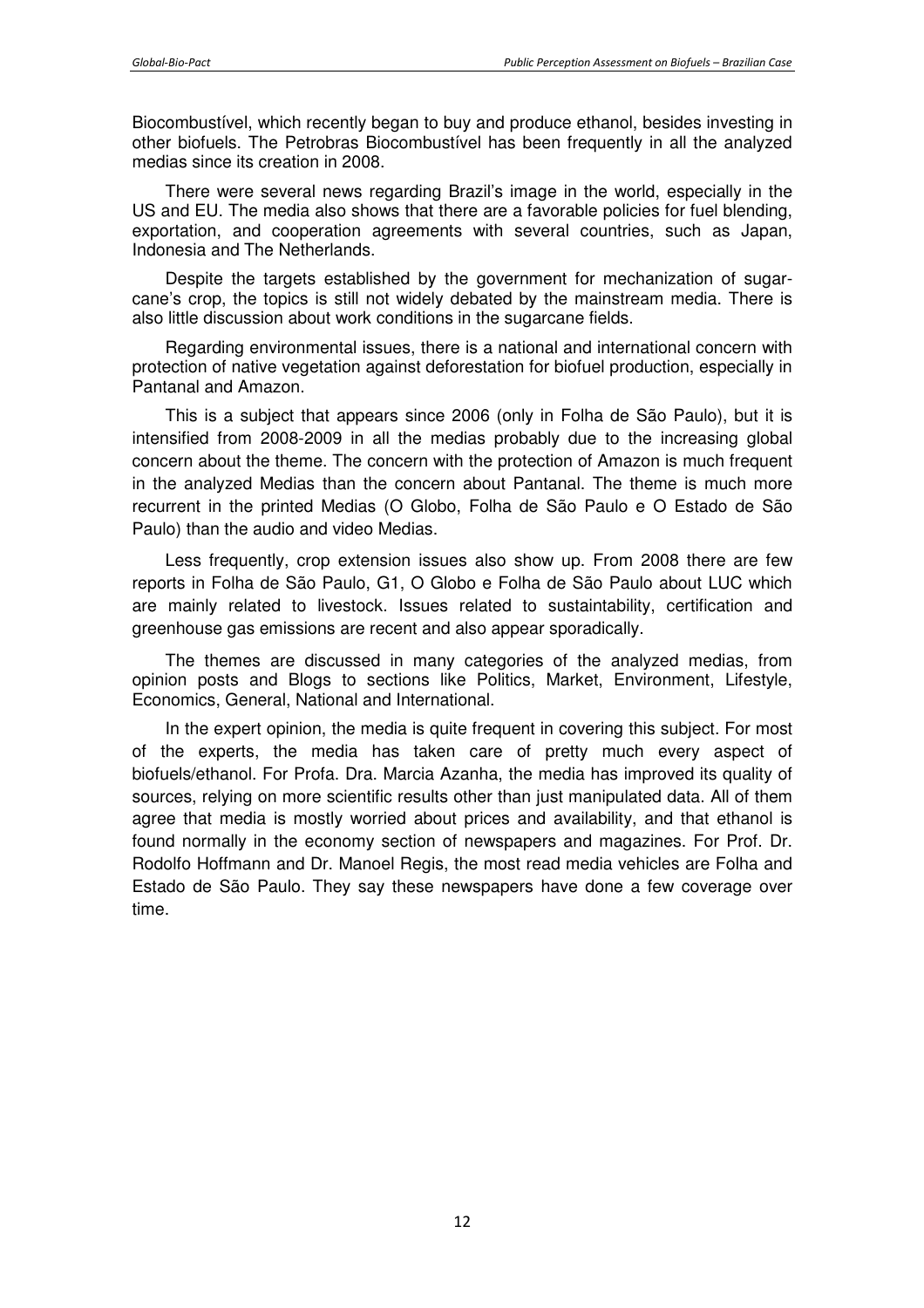Biocombustível, which recently began to buy and produce ethanol, besides investing in other biofuels. The Petrobras Biocombustível has been frequently in all the analyzed medias since its creation in 2008.

There were several news regarding Brazil's image in the world, especially in the US and EU. The media also shows that there are a favorable policies for fuel blending, exportation, and cooperation agreements with several countries, such as Japan, Indonesia and The Netherlands.

Despite the targets established by the government for mechanization of sugar-cane's crop, the topics is still not widely debated by the mainstream media. There is also little discussion about work conditions in the sugarcane fields.

Regarding environmental issues, there is a national and international concern with protection of native vegetation against deforestation for biofuel production, especially in Pantanal and Amazon.

This is a subject that appears since 2006 (only in Folha de São Paulo), but it is intensified from 2008-2009 in all the medias probably due to the increasing global concern about the theme. The concern with the protection of Amazon is much frequent in the analyzed Medias than the concern about Pantanal. The theme is much more recurrent in the printed Medias (O Globo, Folha de São Paulo e O Estado de São Paulo) than the audio and video Medias.

Less frequently, crop extension issues also show up. From 2008 there are few reports in Folha de São Paulo, G1, O Globo e Folha de São Paulo about LUC which are mainly related to livestock. Issues related to sustaintability, certification and greenhouse gas emissions are recent and also appear sporadically.

The themes are discussed in many categories of the analyzed medias, from opinion posts and Blogs to sections like Politics, Market, Environment, Lifestyle, Economics, General, National and International.

In the expert opinion, the media is quite frequent in covering this subject. For most of the experts, the media has taken care of pretty much every aspect of biofuels/ethanol. For Profa. Dra. Marcia Azanha, the media has improved its quality of sources, relying on more scientific results other than just manipulated data. All of them agree that media is mostly worried about prices and availability, and that ethanol is found normally in the economy section of newspapers and magazines. For Prof. Dr. Rodolfo Hoffmann and Dr. Manoel Regis, the most read media vehicles are Folha and Estado de São Paulo. They say these newspapers have done a few coverage over time.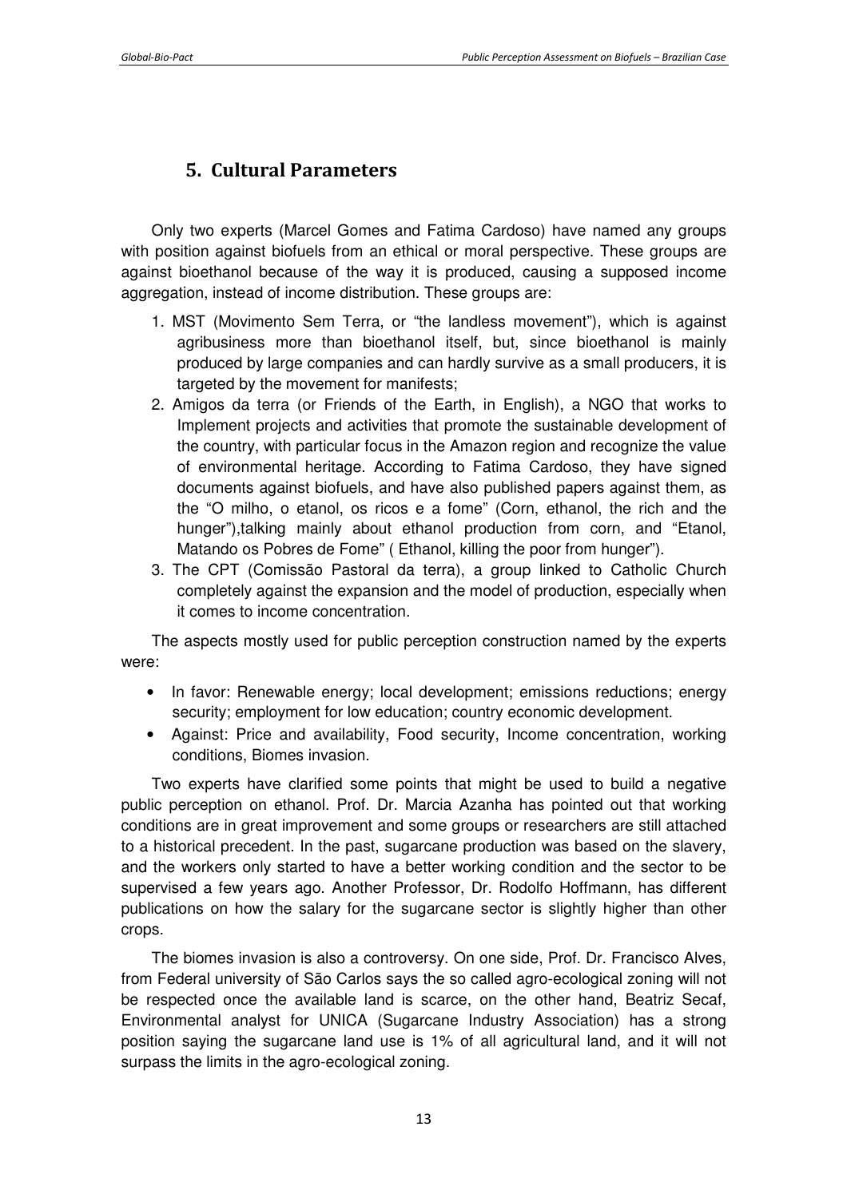# 5. Cultural Parameters

Only two experts (Marcel Gomes and Fatima Cardoso) have named any groups with position against biofuels from an ethical or moral perspective. These groups are against bioethanol because of the way it is produced, causing a supposed income aggregation, instead of income distribution. These groups are:

1. MST (Movimento Sem Terra, or "the landless movement"), which is against agribusiness more than bioethanol itself, but, since bioethanol is mainly produced by large companies and can hardly survive as a small producers, it is targeted by the movement for manifests;
2. Amigos da terra (or Friends of the Earth, in English), a NGO that works to Implement projects and activities that promote the sustainable development of the country, with particular focus in the Amazon region and recognize the value of environmental heritage. According to Fatima Cardoso, they have signed documents against biofuels, and have also published papers against them, as the "O milho, o etanol, os ricos e a fome" (Corn, ethanol, the rich and the hunger"),talking mainly about ethanol production from corn, and "Etanol, Matando os Pobres de Fome" ( Ethanol, killing the poor from hunger").
3. The CPT (Comissão Pastoral da terra), a group linked to Catholic Church completely against the expansion and the model of production, especially when it comes to income concentration.

The aspects mostly used for public perception construction named by the experts were:

- In favor: Renewable energy; local development; emissions reductions; energy security; employment for low education; country economic development.
- Against: Price and availability, Food security, Income concentration, working conditions, Biomes invasion.

Two experts have clarified some points that might be used to build a negative public perception on ethanol. Prof. Dr. Marcia Azanha has pointed out that working conditions are in great improvement and some groups or researchers are still attached to a historical precedent. In the past, sugarcane production was based on the slavery, and the workers only started to have a better working condition and the sector to be supervised a few years ago. Another Professor, Dr. Rodolfo Hoffmann, has different publications on how the salary for the sugarcane sector is slightly higher than other crops.

The biomes invasion is also a controversy. On one side, Prof. Dr. Francisco Alves, from Federal university of São Carlos says the so called agro-ecological zoning will not be respected once the available land is scarce, on the other hand, Beatriz Secaf, Environmental analyst for UNICA (Sugarcane Industry Association) has a strong position saying the sugarcane land use is 1% of all agricultural land, and it will not surpass the limits in the agro-ecological zoning.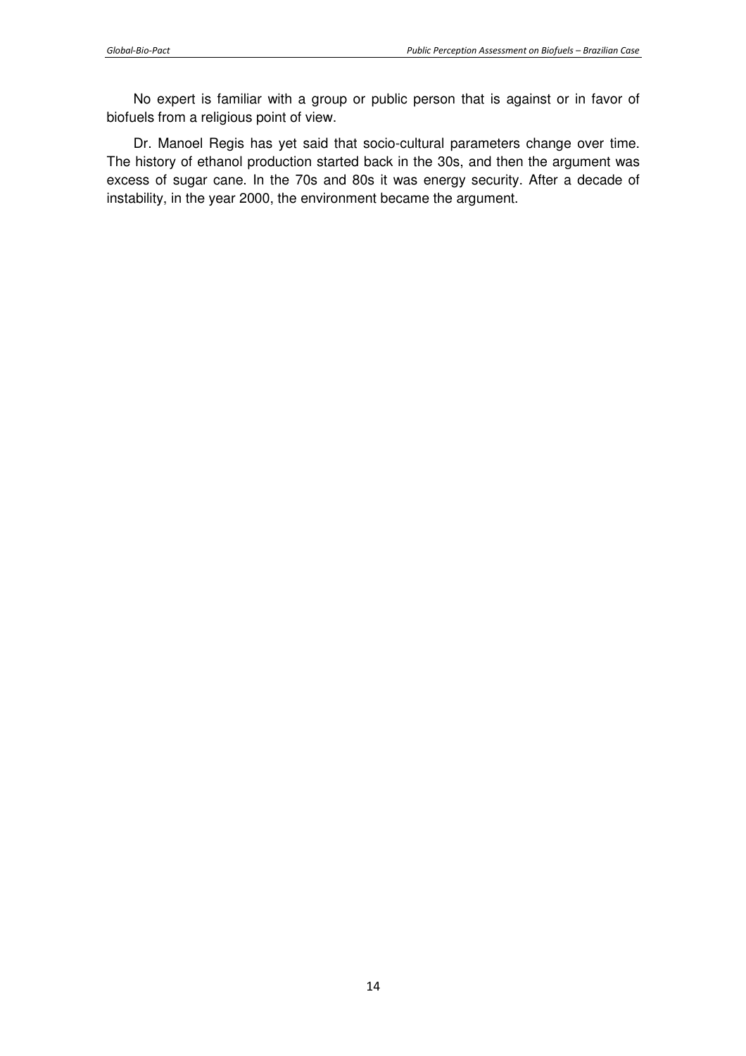No expert is familiar with a group or public person that is against or in favor of biofuels from a religious point of view.

Dr. Manoel Regis has yet said that socio-cultural parameters change over time. The history of ethanol production started back in the 30s, and then the argument was excess of sugar cane. In the 70s and 80s it was energy security. After a decade of instability, in the year 2000, the environment became the argument.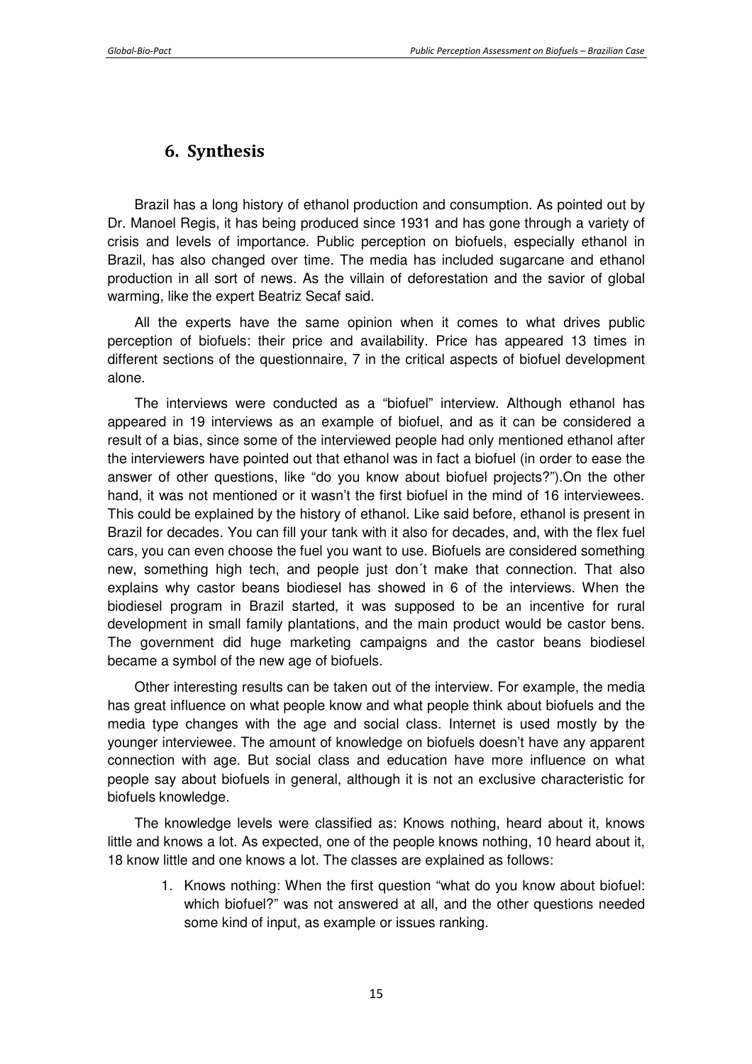# 6. Synthesis

Brazil has a long history of ethanol production and consumption. As pointed out by Dr. Manoel Regis, it has being produced since 1931 and has gone through a variety of crisis and levels of importance. Public perception on biofuels, especially ethanol in Brazil, has also changed over time. The media has included sugarcane and ethanol production in all sort of news. As the villain of deforestation and the savior of global warming, like the expert Beatriz Secaf said.

All the experts have the same opinion when it comes to what drives public perception of biofuels: their price and availability. Price has appeared 13 times in different sections of the questionnaire, 7 in the critical aspects of biofuel development alone.

The interviews were conducted as a "biofuel" interview. Although ethanol has appeared in 19 interviews as an example of biofuel, and as it can be considered a result of a bias, since some of the interviewed people had only mentioned ethanol after the interviewers have pointed out that ethanol was in fact a biofuel (in order to ease the answer of other questions, like "do you know about biofuel projects?").On the other hand, it was not mentioned or it wasn't the first biofuel in the mind of 16 interviewees. This could be explained by the history of ethanol. Like said before, ethanol is present in Brazil for decades. You can fill your tank with it also for decades, and, with the flex fuel cars, you can even choose the fuel you want to use. Biofuels are considered something new, something high tech, and people just don´t make that connection. That also explains why castor beans biodiesel has showed in 6 of the interviews. When the biodiesel program in Brazil started, it was supposed to be an incentive for rural development in small family plantations, and the main product would be castor bens. The government did huge marketing campaigns and the castor beans biodiesel became a symbol of the new age of biofuels.

Other interesting results can be taken out of the interview. For example, the media has great influence on what people know and what people think about biofuels and the media type changes with the age and social class. Internet is used mostly by the younger interviewee. The amount of knowledge on biofuels doesn't have any apparent connection with age. But social class and education have more influence on what people say about biofuels in general, although it is not an exclusive characteristic for biofuels knowledge.

The knowledge levels were classified as: Knows nothing, heard about it, knows little and knows a lot. As expected, one of the people knows nothing, 10 heard about it, 18 know little and one knows a lot. The classes are explained as follows:

1. Knows nothing: When the first question "what do you know about biofuel: which biofuel?" was not answered at all, and the other questions needed some kind of input, as example or issues ranking.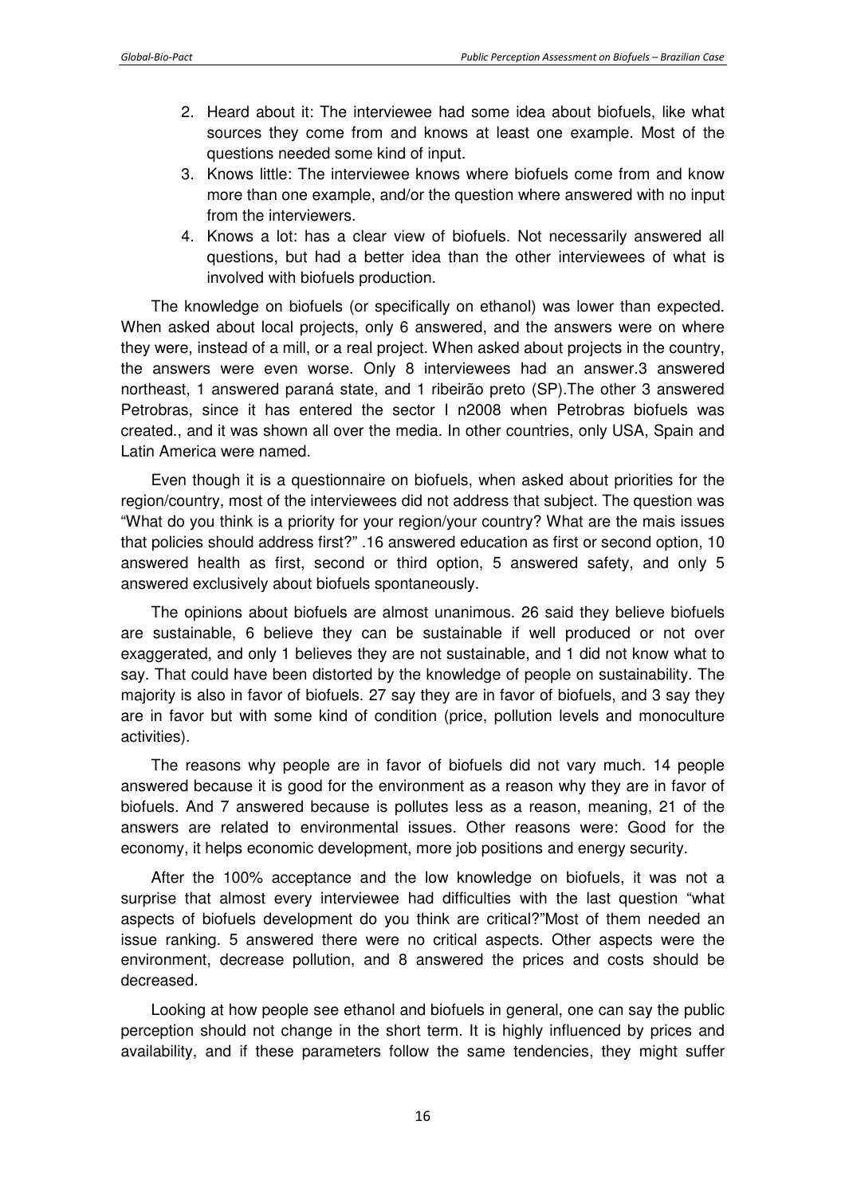2. Heard about it: The interviewee had some idea about biofuels, like what sources they come from and knows at least one example. Most of the questions needed some kind of input.
3. Knows little: The interviewee knows where biofuels come from and know more than one example, and/or the question where answered with no input from the interviewers.
4. Knows a lot: has a clear view of biofuels. Not necessarily answered all questions, but had a better idea than the other interviewees of what is involved with biofuels production.

The knowledge on biofuels (or specifically on ethanol) was lower than expected. When asked about local projects, only 6 answered, and the answers were on where they were, instead of a mill, or a real project. When asked about projects in the country, the answers were even worse. Only 8 interviewees had an answer.3 answered northeast, 1 answered paraná state, and 1 ribeirão preto (SP).The other 3 answered Petrobras, since it has entered the sector I n2008 when Petrobras biofuels was created., and it was shown all over the media. In other countries, only USA, Spain and Latin America were named.

Even though it is a questionnaire on biofuels, when asked about priorities for the region/country, most of the interviewees did not address that subject. The question was "What do you think is a priority for your region/your country? What are the mais issues that policies should address first?" .16 answered education as first or second option, 10 answered health as first, second or third option, 5 answered safety, and only 5 answered exclusively about biofuels spontaneously.

The opinions about biofuels are almost unanimous. 26 said they believe biofuels are sustainable, 6 believe they can be sustainable if well produced or not over exaggerated, and only 1 believes they are not sustainable, and 1 did not know what to say. That could have been distorted by the knowledge of people on sustainability. The majority is also in favor of biofuels. 27 say they are in favor of biofuels, and 3 say they are in favor but with some kind of condition (price, pollution levels and monoculture activities).

The reasons why people are in favor of biofuels did not vary much. 14 people answered because it is good for the environment as a reason why they are in favor of biofuels. And 7 answered because is pollutes less as a reason, meaning, 21 of the answers are related to environmental issues. Other reasons were: Good for the economy, it helps economic development, more job positions and energy security.

After the 100% acceptance and the low knowledge on biofuels, it was not a surprise that almost every interviewee had difficulties with the last question "what aspects of biofuels development do you think are critical?"Most of them needed an issue ranking. 5 answered there were no critical aspects. Other aspects were the environment, decrease pollution, and 8 answered the prices and costs should be decreased.

Looking at how people see ethanol and biofuels in general, one can say the public perception should not change in the short term. It is highly influenced by prices and availability, and if these parameters follow the same tendencies, they might suffer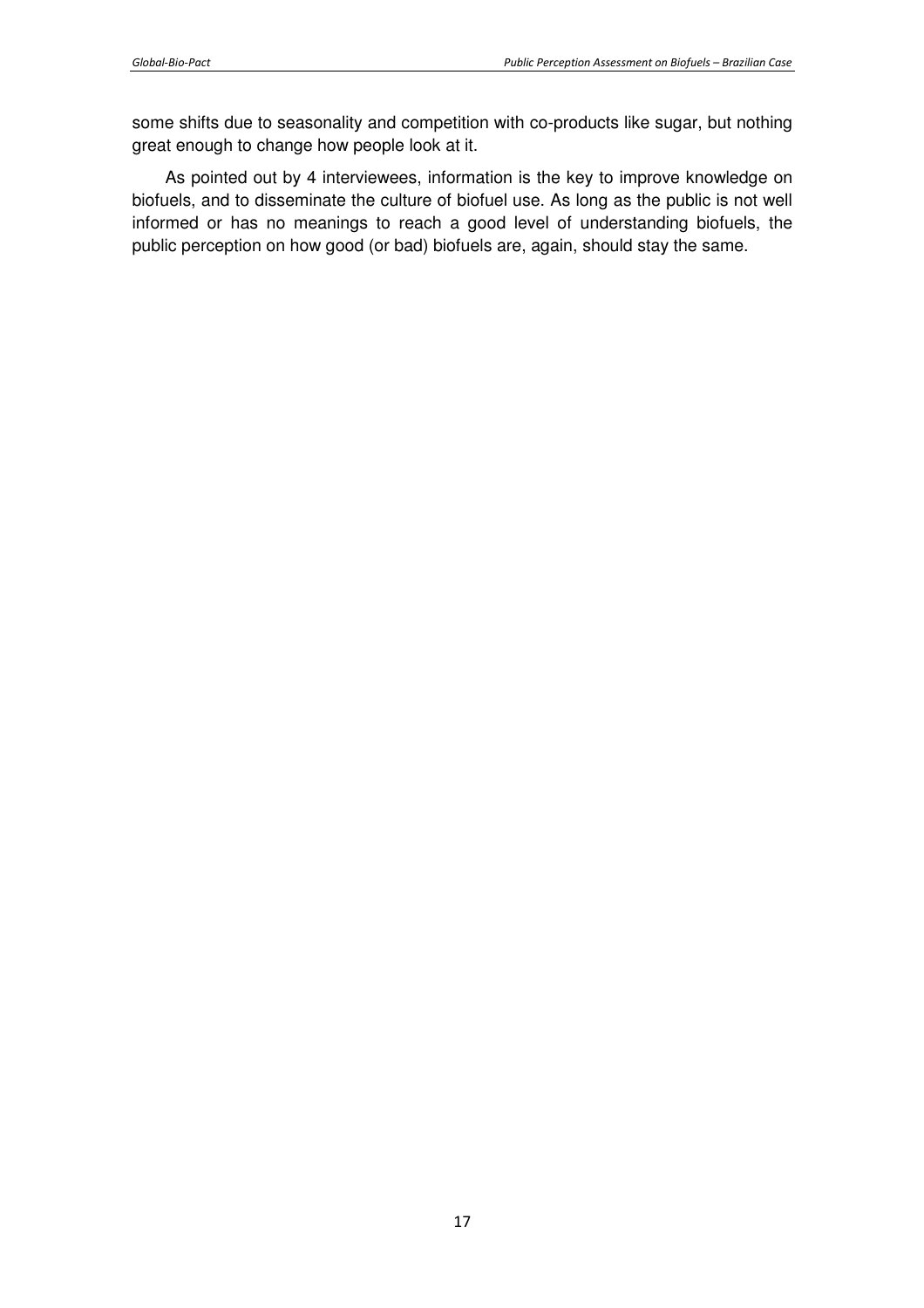some shifts due to seasonality and competition with co-products like sugar, but nothing great enough to change how people look at it.

As pointed out by 4 interviewees, information is the key to improve knowledge on biofuels, and to disseminate the culture of biofuel use. As long as the public is not well informed or has no meanings to reach a good level of understanding biofuels, the public perception on how good (or bad) biofuels are, again, should stay the same.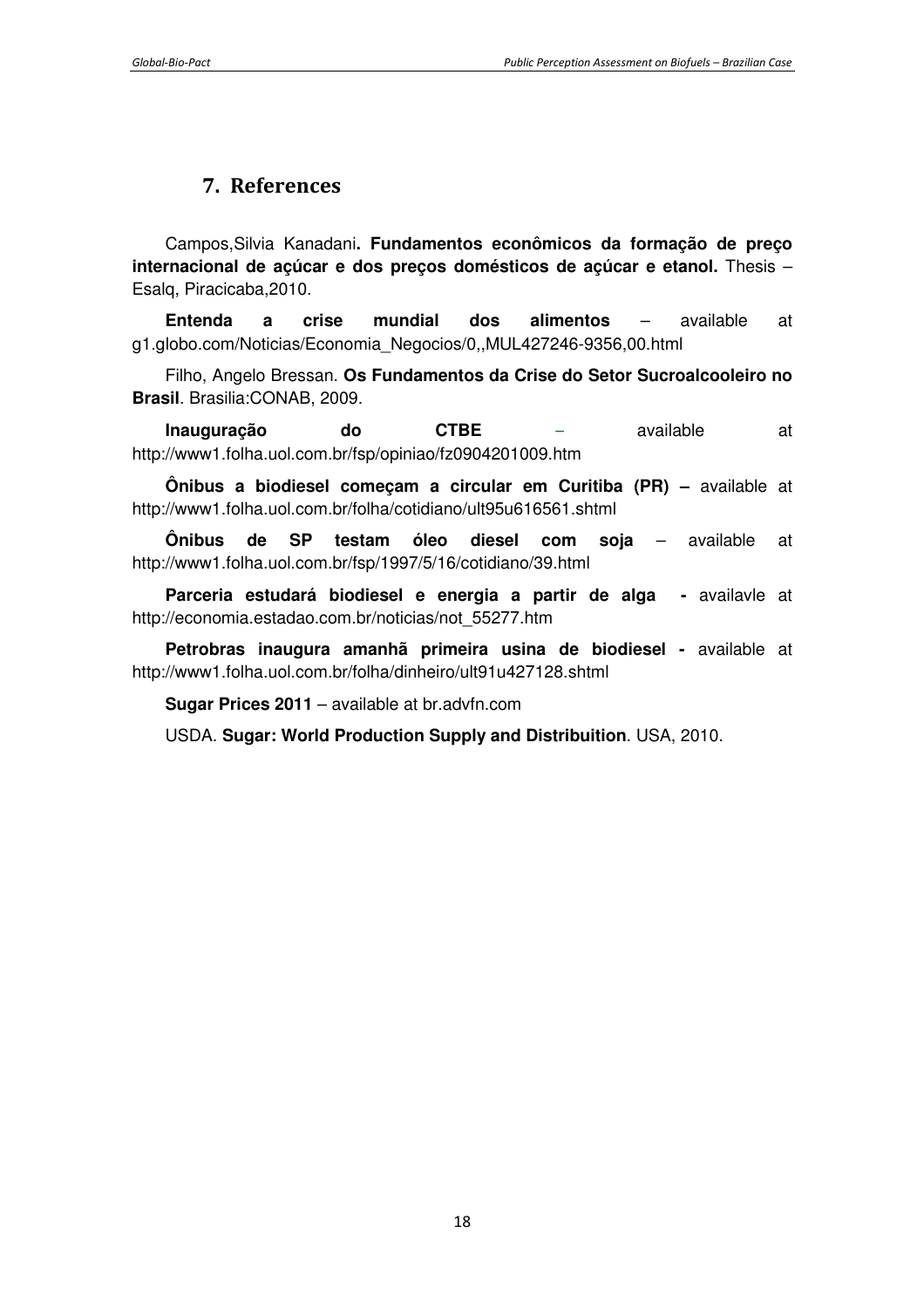## 7. References

Campos,Silvia Kanadani**. Fundamentos econômicos da formação de preço internacional de açúcar e dos preços domésticos de açúcar e etanol.** Thesis – Esalq, Piracicaba,2010.

**Entenda a crise mundial dos alimentos** – available at g1.globo.com/Noticias/Economia_Negocios/0,,MUL427246-9356,00.html

Filho, Angelo Bressan. **Os Fundamentos da Crise do Setor Sucroalcooleiro no Brasil**. Brasilia:CONAB, 2009.

**Inauguração do CTBE** – available at http://www1.folha.uol.com.br/fsp/opiniao/fz0904201009.htm

**Ônibus a biodiesel começam a circular em Curitiba (PR) –** available at http://www1.folha.uol.com.br/folha/cotidiano/ult95u616561.shtml

**Ônibus de SP testam óleo diesel com soja** – available at http://www1.folha.uol.com.br/fsp/1997/5/16/cotidiano/39.html

**Parceria estudará biodiesel e energia a partir de alga -** availavle at http://economia.estadao.com.br/noticias/not_55277.htm

**Petrobras inaugura amanhã primeira usina de biodiesel -** available at http://www1.folha.uol.com.br/folha/dinheiro/ult91u427128.shtml

**Sugar Prices 2011** – available at br.advfn.com

USDA. **Sugar: World Production Supply and Distribuition**. USA, 2010.